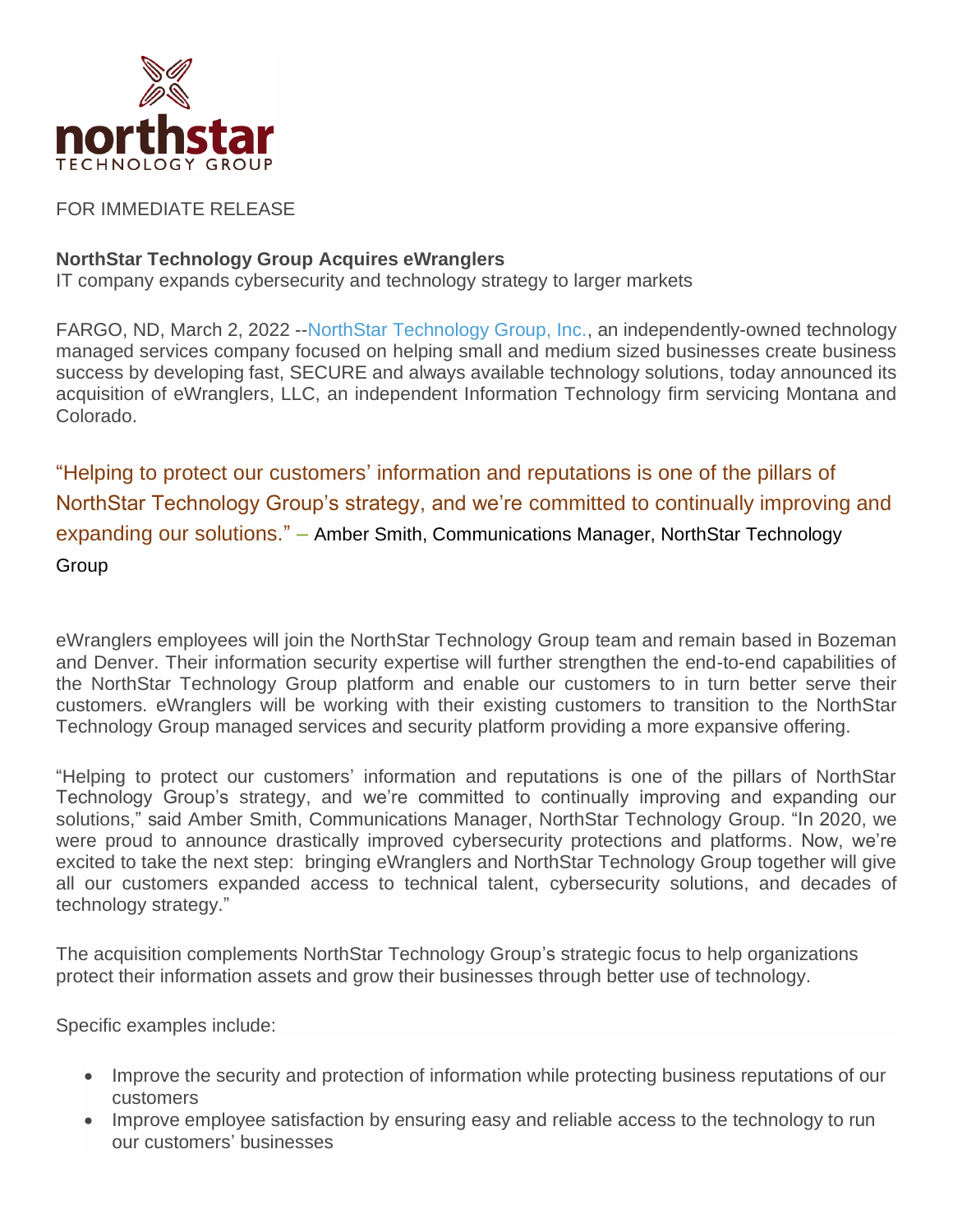northstar
TECHNOLOGY GROUP

FOR IMMEDIATE RELEASE

**NorthStar Technology Group Acquires eWranglers**
IT company expands cybersecurity and technology strategy to larger markets

FARGO, ND, March 2, 2022 --NorthStar Technology Group, Inc., an independently-owned technology managed services company focused on helping small and medium sized businesses create business success by developing fast, SECURE and always available technology solutions, today announced its acquisition of eWranglers, LLC, an independent Information Technology firm servicing Montana and Colorado.

"Helping to protect our customers' information and reputations is one of the pillars of NorthStar Technology Group's strategy, and we're committed to continually improving and expanding our solutions." – Amber Smith, Communications Manager, NorthStar Technology Group

eWranglers employees will join the NorthStar Technology Group team and remain based in Bozeman and Denver. Their information security expertise will further strengthen the end-to-end capabilities of the NorthStar Technology Group platform and enable our customers to in turn better serve their customers. eWranglers will be working with their existing customers to transition to the NorthStar Technology Group managed services and security platform providing a more expansive offering.

"Helping to protect our customers' information and reputations is one of the pillars of NorthStar Technology Group's strategy, and we're committed to continually improving and expanding our solutions," said Amber Smith, Communications Manager, NorthStar Technology Group. "In 2020, we were proud to announce drastically improved cybersecurity protections and platforms. Now, we're excited to take the next step: bringing eWranglers and NorthStar Technology Group together will give all our customers expanded access to technical talent, cybersecurity solutions, and decades of technology strategy."

The acquisition complements NorthStar Technology Group's strategic focus to help organizations protect their information assets and grow their businesses through better use of technology.

Specific examples include:

- Improve the security and protection of information while protecting business reputations of our customers
- Improve employee satisfaction by ensuring easy and reliable access to the technology to run our customers' businesses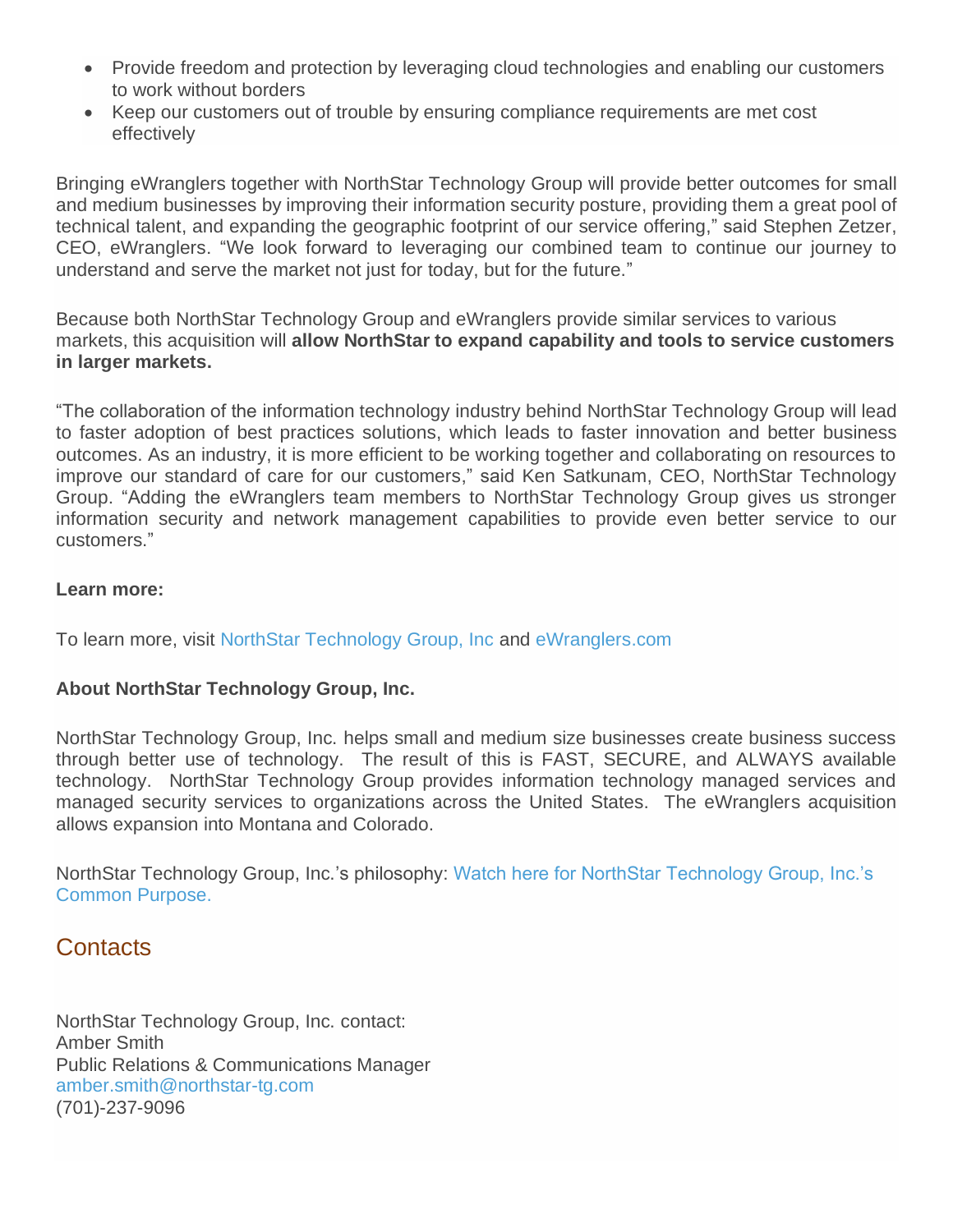- Provide freedom and protection by leveraging cloud technologies and enabling our customers to work without borders
- Keep our customers out of trouble by ensuring compliance requirements are met cost effectively

Bringing eWranglers together with NorthStar Technology Group will provide better outcomes for small and medium businesses by improving their information security posture, providing them a great pool of technical talent, and expanding the geographic footprint of our service offering," said Stephen Zetzer, CEO, eWranglers. "We look forward to leveraging our combined team to continue our journey to understand and serve the market not just for today, but for the future."

Because both NorthStar Technology Group and eWranglers provide similar services to various markets, this acquisition will **allow NorthStar to expand capability and tools to service customers in larger markets.**

"The collaboration of the information technology industry behind NorthStar Technology Group will lead to faster adoption of best practices solutions, which leads to faster innovation and better business outcomes. As an industry, it is more efficient to be working together and collaborating on resources to improve our standard of care for our customers," said Ken Satkunam, CEO, NorthStar Technology Group. "Adding the eWranglers team members to NorthStar Technology Group gives us stronger information security and network management capabilities to provide even better service to our customers."

**Learn more:**

To learn more, visit NorthStar Technology Group, Inc and eWranglers.com

**About NorthStar Technology Group, Inc.**

NorthStar Technology Group, Inc. helps small and medium size businesses create business success through better use of technology. The result of this is FAST, SECURE, and ALWAYS available technology. NorthStar Technology Group provides information technology managed services and managed security services to organizations across the United States. The eWranglers acquisition allows expansion into Montana and Colorado.

NorthStar Technology Group, Inc.'s philosophy: Watch here for NorthStar Technology Group, Inc.'s Common Purpose.

## Contacts

NorthStar Technology Group, Inc. contact:
Amber Smith
Public Relations & Communications Manager
amber.smith@northstar-tg.com
(701)-237-9096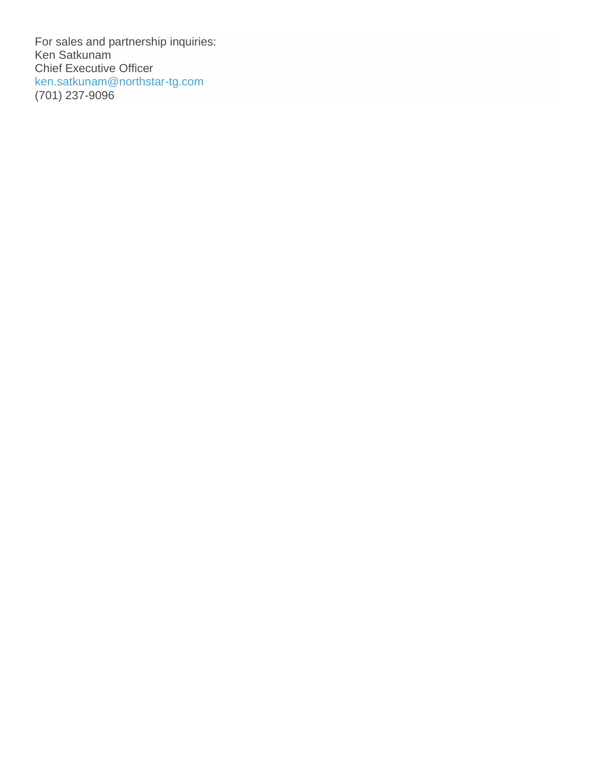For sales and partnership inquiries:
Ken Satkunam
Chief Executive Officer
ken.satkunam@northstar-tg.com
(701) 237-9096